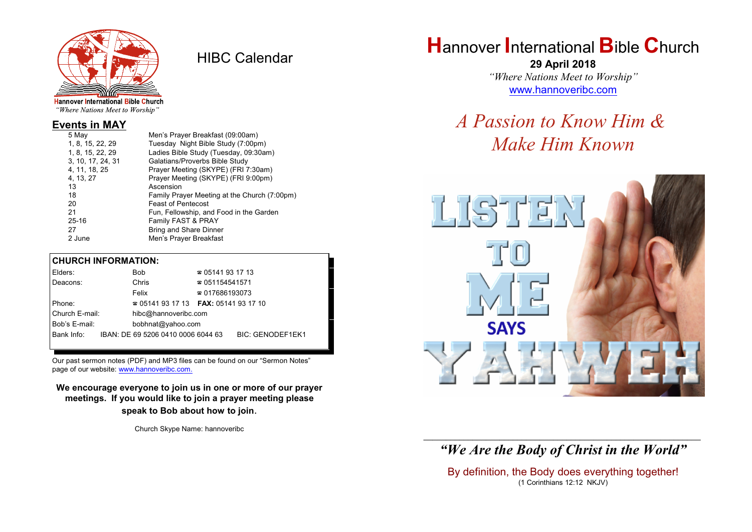Hannover International Bible Church
*"Where Nations Meet to Worship"*

# HIBC Calendar

## Events in MAY

| | |
|---|---|
| 5 May | Men's Prayer Breakfast (09:00am) |
| 1, 8, 15, 22, 29 | Tuesday Night Bible Study (7:00pm) |
| 1, 8, 15, 22, 29 | Ladies Bible Study (Tuesday, 09:30am) |
| 3, 10, 17, 24, 31 | Galatians/Proverbs Bible Study |
| 4, 11, 18, 25 | Prayer Meeting (SKYPE) (FRI 7:30am) |
| 4, 13, 27 | Prayer Meeting (SKYPE) (FRI 9:00pm) |
| 13 | Ascension |
| 18 | Family Prayer Meeting at the Church (7:00pm) |
| 20 | Feast of Pentecost |
| 21 | Fun, Fellowship, and Food in the Garden |
| 25-16 | Family FAST & PRAY |
| 27 | Bring and Share Dinner |
| 2 June | Men's Prayer Breakfast |

## CHURCH INFORMATION:

| | | |
|---|---|---|
| Elders: | Bob | ☎ 05141 93 17 13 |
| Deacons: | Chris | ☎ 051154541571 |
| | Felix | ☎ 017686193073 |
| Phone: | ☎ 05141 93 17 13 | **FAX:** 05141 93 17 10 |
| Church E-mail: | hibc@hannoveribc.com | |
| Bob's E-mail: | bobhnat@yahoo.com | |
| Bank Info: | IBAN: DE 69 5206 0410 0006 6044 63 | BIC: GENODEF1EK1 |

Our past sermon notes (PDF) and MP3 files can be found on our "Sermon Notes" page of our website: www.hannoveribc.com.

**We encourage everyone to join us in one or more of our prayer meetings. If you would like to join a prayer meeting please speak to Bob about how to join.**

Church Skype Name: hannoveribc

# Hannover International Bible Church

**29 April 2018**

*"Where Nations Meet to Worship"*

www.hannoveribc.com

## *A Passion to Know Him & Make Him Known*

LISTEN TO ME SAYS YAHWEH

---

### *"We Are the Body of Christ in the World"*

By definition, the Body does everything together!
(1 Corinthians 12:12 NKJV)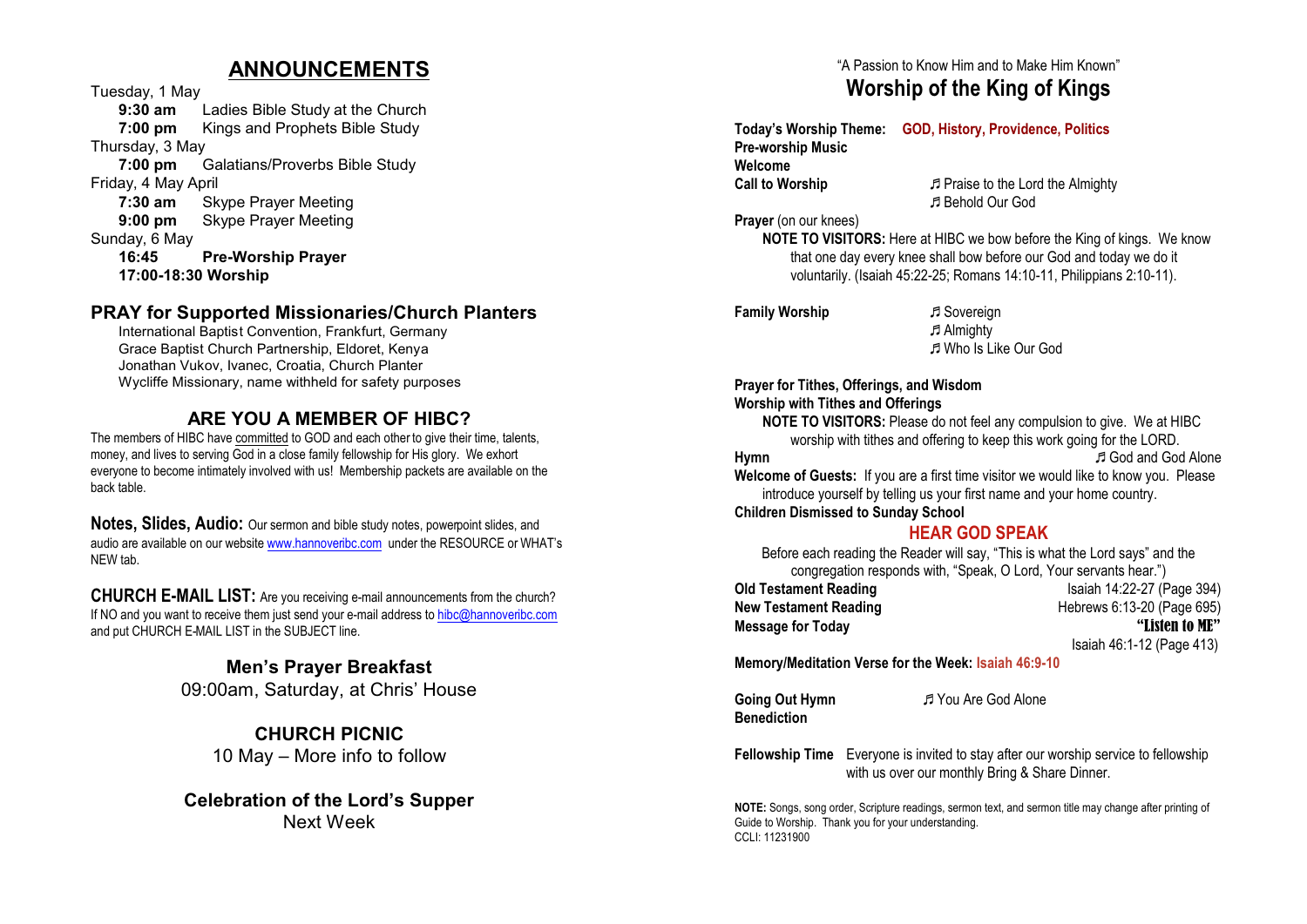# ANNOUNCEMENTS

Tuesday, 1 May

- **9:30 am** Ladies Bible Study at the Church
- **7:00 pm** Kings and Prophets Bible Study

Thursday, 3 May

- **7:00 pm** Galatians/Proverbs Bible Study

Friday, 4 May April

- **7:30 am** Skype Prayer Meeting
- **9:00 pm** Skype Prayer Meeting

Sunday, 6 May

- **16:45 Pre-Worship Prayer**
- **17:00-18:30 Worship**

## PRAY for Supported Missionaries/Church Planters

International Baptist Convention, Frankfurt, Germany
Grace Baptist Church Partnership, Eldoret, Kenya
Jonathan Vukov, Ivanec, Croatia, Church Planter
Wycliffe Missionary, name withheld for safety purposes

## ARE YOU A MEMBER OF HIBC?

The members of HIBC have committed to GOD and each other to give their time, talents, money, and lives to serving God in a close family fellowship for His glory. We exhort everyone to become intimately involved with us! Membership packets are available on the back table.

**Notes, Slides, Audio:** Our sermon and bible study notes, powerpoint slides, and audio are available on our website www.hannoveribc.com under the RESOURCE or WHAT's NEW tab.

**CHURCH E-MAIL LIST:** Are you receiving e-mail announcements from the church? If NO and you want to receive them just send your e-mail address to hibc@hannoveribc.com and put CHURCH E-MAIL LIST in the SUBJECT line.

**Men's Prayer Breakfast**
09:00am, Saturday, at Chris' House

**CHURCH PICNIC**
10 May – More info to follow

**Celebration of the Lord's Supper**
Next Week

"A Passion to Know Him and to Make Him Known"

# Worship of the King of Kings

**Today's Worship Theme:** **GOD, History, Providence, Politics**

**Pre-worship Music**

**Welcome**

**Call to Worship** ♬ Praise to the Lord the Almighty
♬ Behold Our God

**Prayer** (on our knees)

**NOTE TO VISITORS:** Here at HIBC we bow before the King of kings. We know that one day every knee shall bow before our God and today we do it voluntarily. (Isaiah 45:22-25; Romans 14:10-11, Philippians 2:10-11).

**Family Worship** ♬ Sovereign
♬ Almighty
♬ Who Is Like Our God

**Prayer for Tithes, Offerings, and Wisdom**

**Worship with Tithes and Offerings**

**NOTE TO VISITORS:** Please do not feel any compulsion to give. We at HIBC worship with tithes and offering to keep this work going for the LORD.

**Hymn** ♬ God and God Alone

**Welcome of Guests:** If you are a first time visitor we would like to know you. Please introduce yourself by telling us your first name and your home country.

**Children Dismissed to Sunday School**

## HEAR GOD SPEAK

Before each reading the Reader will say, "This is what the Lord says" and the congregation responds with, "Speak, O Lord, Your servants hear.")

**Old Testament Reading** Isaiah 14:22-27 (Page 394)

**New Testament Reading** Hebrews 6:13-20 (Page 695)

**Message for Today** **"Listen to ME"**
Isaiah 46:1-12 (Page 413)

**Memory/Meditation Verse for the Week:** **Isaiah 46:9-10**

**Going Out Hymn** ♬ You Are God Alone

**Benediction**

**Fellowship Time** Everyone is invited to stay after our worship service to fellowship with us over our monthly Bring & Share Dinner.

**NOTE:** Songs, song order, Scripture readings, sermon text, and sermon title may change after printing of Guide to Worship. Thank you for your understanding.
CCLI: 11231900